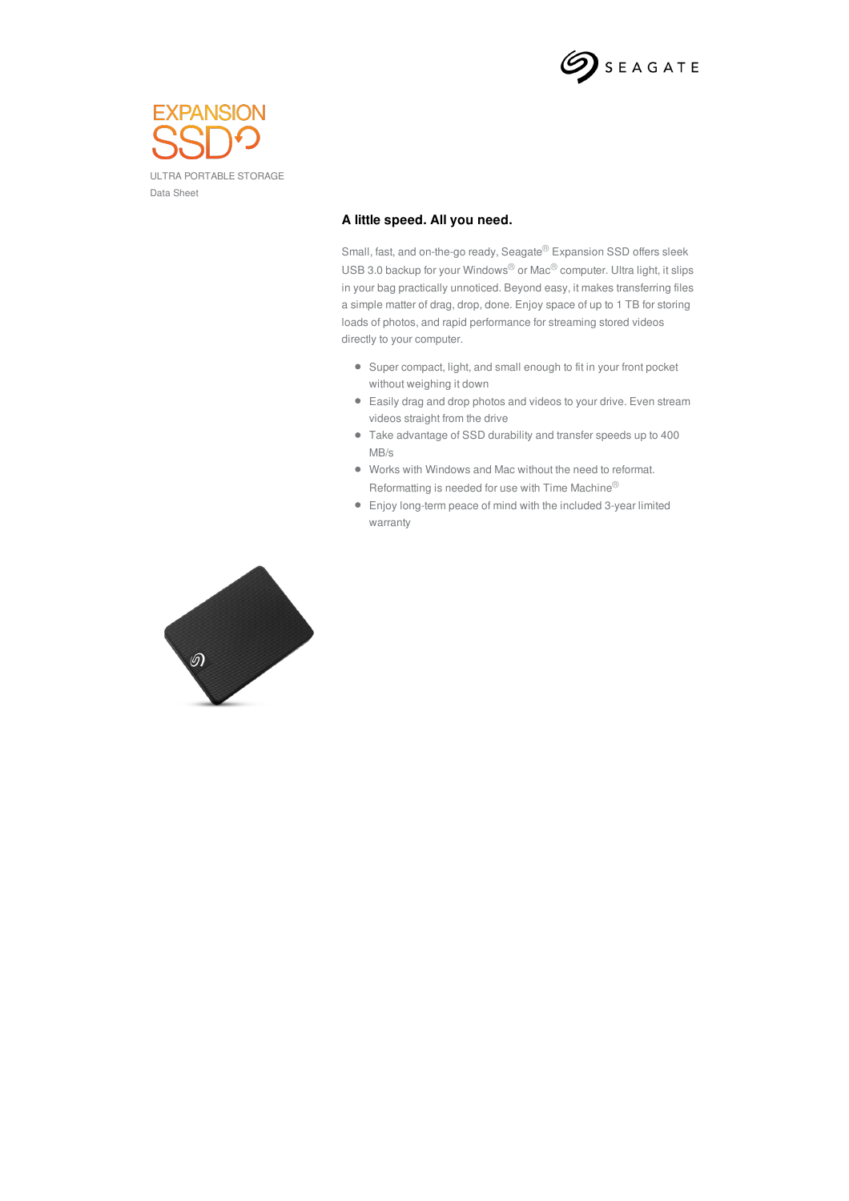SEAGATE

# EXPANSION SSD

ULTRA PORTABLE STORAGE

Data Sheet

## A little speed. All you need.

Small, fast, and on-the-go ready, Seagate® Expansion SSD offers sleek USB 3.0 backup for your Windows® or Mac® computer. Ultra light, it slips in your bag practically unnoticed. Beyond easy, it makes transferring files a simple matter of drag, drop, done. Enjoy space of up to 1 TB for storing loads of photos, and rapid performance for streaming stored videos directly to your computer.

- Super compact, light, and small enough to fit in your front pocket without weighing it down
- Easily drag and drop photos and videos to your drive. Even stream videos straight from the drive
- Take advantage of SSD durability and transfer speeds up to 400 MB/s
- Works with Windows and Mac without the need to reformat. Reformatting is needed for use with Time Machine®
- Enjoy long-term peace of mind with the included 3-year limited warranty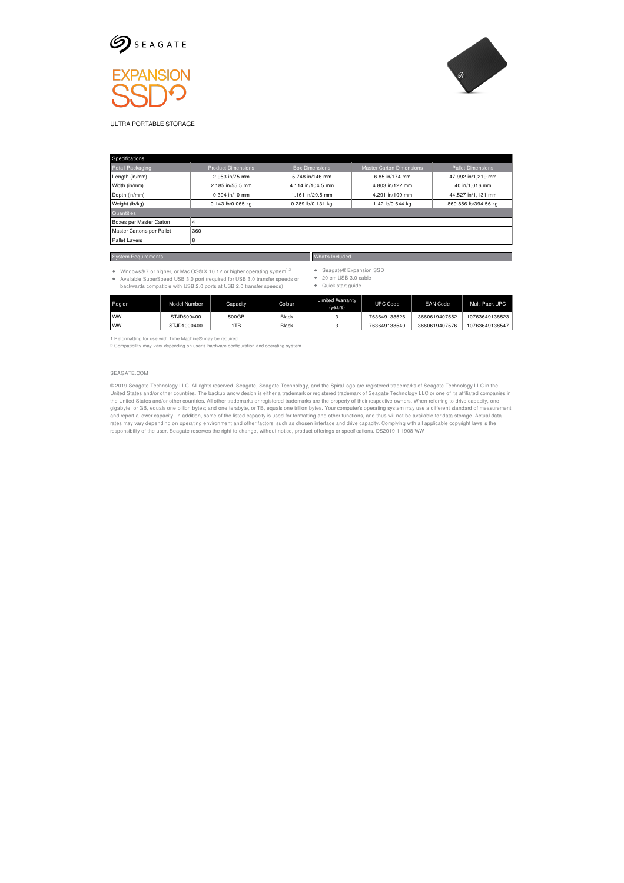SEAGATE

# EXPANSION SSD

ULTRA PORTABLE STORAGE

| Specifications | | | | |
| --- | --- | --- | --- | --- |
| Retail Packaging | Product Dimensions | Box Dimensions | Master Carton Dimensions | Pallet Dimensions |
| Length (in/mm) | 2.953 in/75 mm | 5.748 in/146 mm | 6.85 in/174 mm | 47.992 in/1,219 mm |
| Width (in/mm) | 2.185 in/55.5 mm | 4.114 in/104.5 mm | 4.803 in/122 mm | 40 in/1,016 mm |
| Depth (in/mm) | 0.394 in/10 mm | 1.161 in/29.5 mm | 4.291 in/109 mm | 44.527 in/1,131 mm |
| Weight (lb/kg) | 0.143 lb/0.065 kg | 0.289 lb/0.131 kg | 1.42 lb/0.644 kg | 869.856 lb/394.56 kg |
| Quantities | | | | |
| Boxes per Master Carton | 4 | | | |
| Master Cartons per Pallet | 360 | | | |
| Pallet Layers | 8 | | | |

## System Requirements

- Windows® 7 or higher, or Mac OS® X 10.12 or higher operating system[1,2]
- Available SuperSpeed USB 3.0 port (required for USB 3.0 transfer speeds or backwards compatible with USB 2.0 ports at USB 2.0 transfer speeds)

## What's Included

- Seagate® Expansion SSD
- 20 cm USB 3.0 cable
- Quick start guide

| Region | Model Number | Capacity | Colour | Limited Warranty (years) | UPC Code | EAN Code | Multi-Pack UPC |
| --- | --- | --- | --- | --- | --- | --- | --- |
| WW | STJD500400 | 500GB | Black | 3 | 763649138526 | 3660619407552 | 10763649138523 |
| WW | STJD1000400 | 1TB | Black | 3 | 763649138540 | 3660619407576 | 10763649138547 |

1 Reformatting for use with Time Machine® may be required.

2 Compatibility may vary depending on user's hardware configuration and operating system.

SEAGATE.COM

© 2019 Seagate Technology LLC. All rights reserved. Seagate, Seagate Technology, and the Spiral logo are registered trademarks of Seagate Technology LLC in the United States and/or other countries. The backup arrow design is either a trademark or registered trademark of Seagate Technology LLC or one of its affiliated companies in the United States and/or other countries. All other trademarks or registered trademarks are the property of their respective owners. When referring to drive capacity, one gigabyte, or GB, equals one billion bytes; and one terabyte, or TB, equals one trillion bytes. Your computer's operating system may use a different standard of measurement and report a lower capacity. In addition, some of the listed capacity is used for formatting and other functions, and thus will not be available for data storage. Actual data rates may vary depending on operating environment and other factors, such as chosen interface and drive capacity. Complying with all applicable copyright laws is the responsibility of the user. Seagate reserves the right to change, without notice, product offerings or specifications. DS2019.1 1908 WW